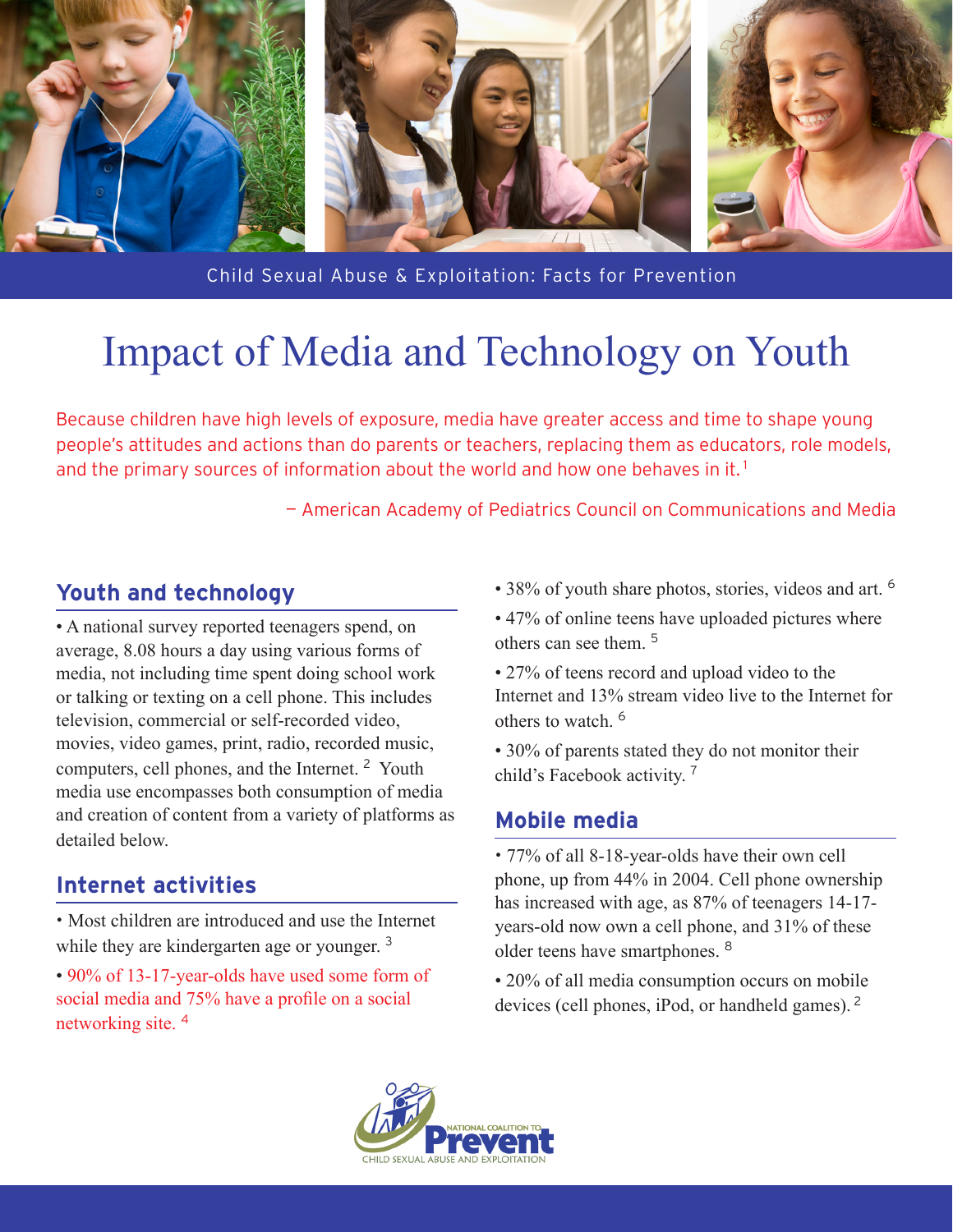Child Sexual Abuse & Exploitation: Facts for Prevention

# Impact of Media and Technology on Youth

Because children have high levels of exposure, media have greater access and time to shape young people's attitudes and actions than do parents or teachers, replacing them as educators, role models, and the primary sources of information about the world and how one behaves in it.[1]

— American Academy of Pediatrics Council on Communications and Media

## Youth and technology

• A national survey reported teenagers spend, on average, 8.08 hours a day using various forms of media, not including time spent doing school work or talking or texting on a cell phone. This includes television, commercial or self-recorded video, movies, video games, print, radio, recorded music, computers, cell phones, and the Internet.[2] Youth media use encompasses both consumption of media and creation of content from a variety of platforms as detailed below.

## Internet activities

• Most children are introduced and use the Internet while they are kindergarten age or younger.[3]

• 90% of 13-17-year-olds have used some form of social media and 75% have a profile on a social networking site.[4]

• 38% of youth share photos, stories, videos and art.[6]

• 47% of online teens have uploaded pictures where others can see them.[5]

• 27% of teens record and upload video to the Internet and 13% stream video live to the Internet for others to watch.[6]

• 30% of parents stated they do not monitor their child's Facebook activity.[7]

## Mobile media

• 77% of all 8-18-year-olds have their own cell phone, up from 44% in 2004. Cell phone ownership has increased with age, as 87% of teenagers 14-17-years-old now own a cell phone, and 31% of these older teens have smartphones.[8]

• 20% of all media consumption occurs on mobile devices (cell phones, iPod, or handheld games).[2]

NATIONAL COALITION TO Prevent CHILD SEXUAL ABUSE AND EXPLOITATION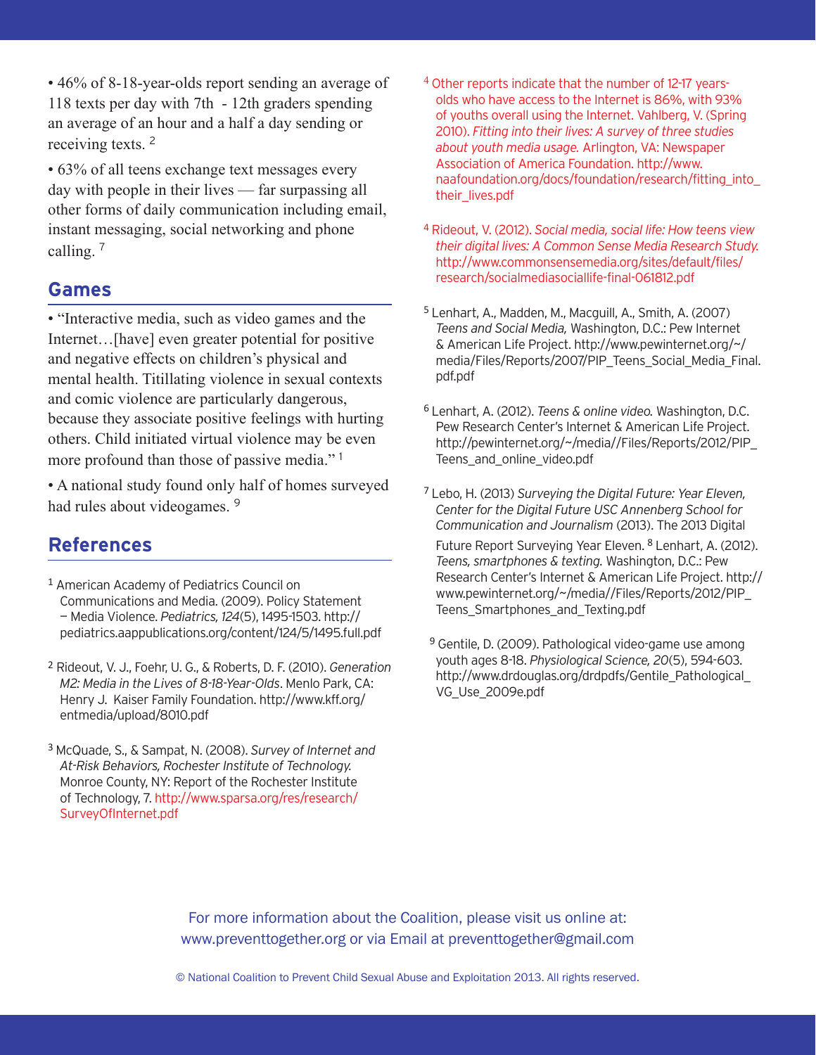- 46% of 8-18-year-olds report sending an average of 118 texts per day with 7th - 12th graders spending an average of an hour and a half a day sending or receiving texts. [2]

- 63% of all teens exchange text messages every day with people in their lives — far surpassing all other forms of daily communication including email, instant messaging, social networking and phone calling. [7]

## Games

- "Interactive media, such as video games and the Internet…[have] even greater potential for positive and negative effects on children's physical and mental health. Titillating violence in sexual contexts and comic violence are particularly dangerous, because they associate positive feelings with hurting others. Child initiated virtual violence may be even more profound than those of passive media." [1]

- A national study found only half of homes surveyed had rules about videogames. [9]

## References

[1] American Academy of Pediatrics Council on Communications and Media. (2009). Policy Statement – Media Violence. *Pediatrics, 124*(5), 1495-1503. http://pediatrics.aappublications.org/content/124/5/1495.full.pdf

[2] Rideout, V. J., Foehr, U. G., & Roberts, D. F. (2010). *Generation M2: Media in the Lives of 8-18-Year-Olds*. Menlo Park, CA: Henry J. Kaiser Family Foundation. http://www.kff.org/entmedia/upload/8010.pdf

[3] McQuade, S., & Sampat, N. (2008). *Survey of Internet and At-Risk Behaviors, Rochester Institute of Technology.* Monroe County, NY: Report of the Rochester Institute of Technology, 7. http://www.sparsa.org/res/research/SurveyOfInternet.pdf

[4] Other reports indicate that the number of 12-17 years-olds who have access to the Internet is 86%, with 93% of youths overall using the Internet. Vahlberg, V. (Spring 2010). *Fitting into their lives: A survey of three studies about youth media usage.* Arlington, VA: Newspaper Association of America Foundation. http://www.naafoundation.org/docs/foundation/research/fitting_into_their_lives.pdf

[4] Rideout, V. (2012). *Social media, social life: How teens view their digital lives: A Common Sense Media Research Study.* http://www.commonsensemedia.org/sites/default/files/research/socialmediasociallife-final-061812.pdf

[5] Lenhart, A., Madden, M., Macguill, A., Smith, A. (2007) *Teens and Social Media,* Washington, D.C.: Pew Internet & American Life Project. http://www.pewinternet.org/~/media/Files/Reports/2007/PIP_Teens_Social_Media_Final.pdf.pdf

[6] Lenhart, A. (2012). *Teens & online video.* Washington, D.C. Pew Research Center's Internet & American Life Project. http://pewinternet.org/~/media//Files/Reports/2012/PIP_Teens_and_online_video.pdf

[7] Lebo, H. (2013) *Surveying the Digital Future: Year Eleven, Center for the Digital Future USC Annenberg School for Communication and Journalism* (2013). The 2013 Digital Future Report Surveying Year Eleven. [8] Lenhart, A. (2012). *Teens, smartphones & texting.* Washington, D.C.: Pew Research Center's Internet & American Life Project. http://www.pewinternet.org/~/media//Files/Reports/2012/PIP_Teens_Smartphones_and_Texting.pdf

[9] Gentile, D. (2009). Pathological video-game use among youth ages 8-18. *Physiological Science, 20*(5), 594-603. http://www.drdouglas.org/drdpdfs/Gentile_Pathological_VG_Use_2009e.pdf

For more information about the Coalition, please visit us online at: www.preventtogether.org or via Email at preventtogether@gmail.com

© National Coalition to Prevent Child Sexual Abuse and Exploitation 2013. All rights reserved.